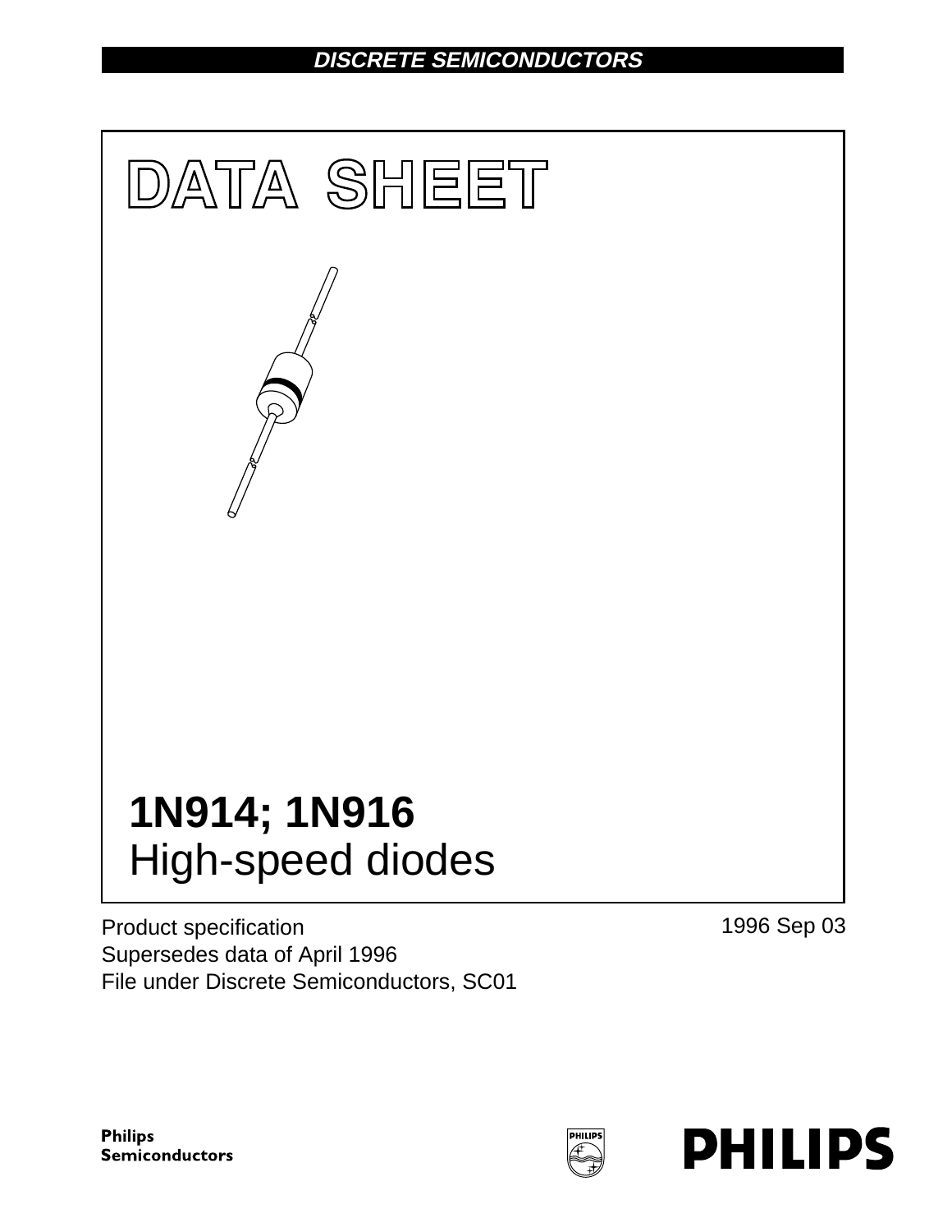DISCRETE SEMICONDUCTORS

# DATA SHEET

# 1N914; 1N916
## High-speed diodes

Product specification
Supersedes data of April 1996
File under Discrete Semiconductors, SC01

1996 Sep 03

Philips Semiconductors

PHILIPS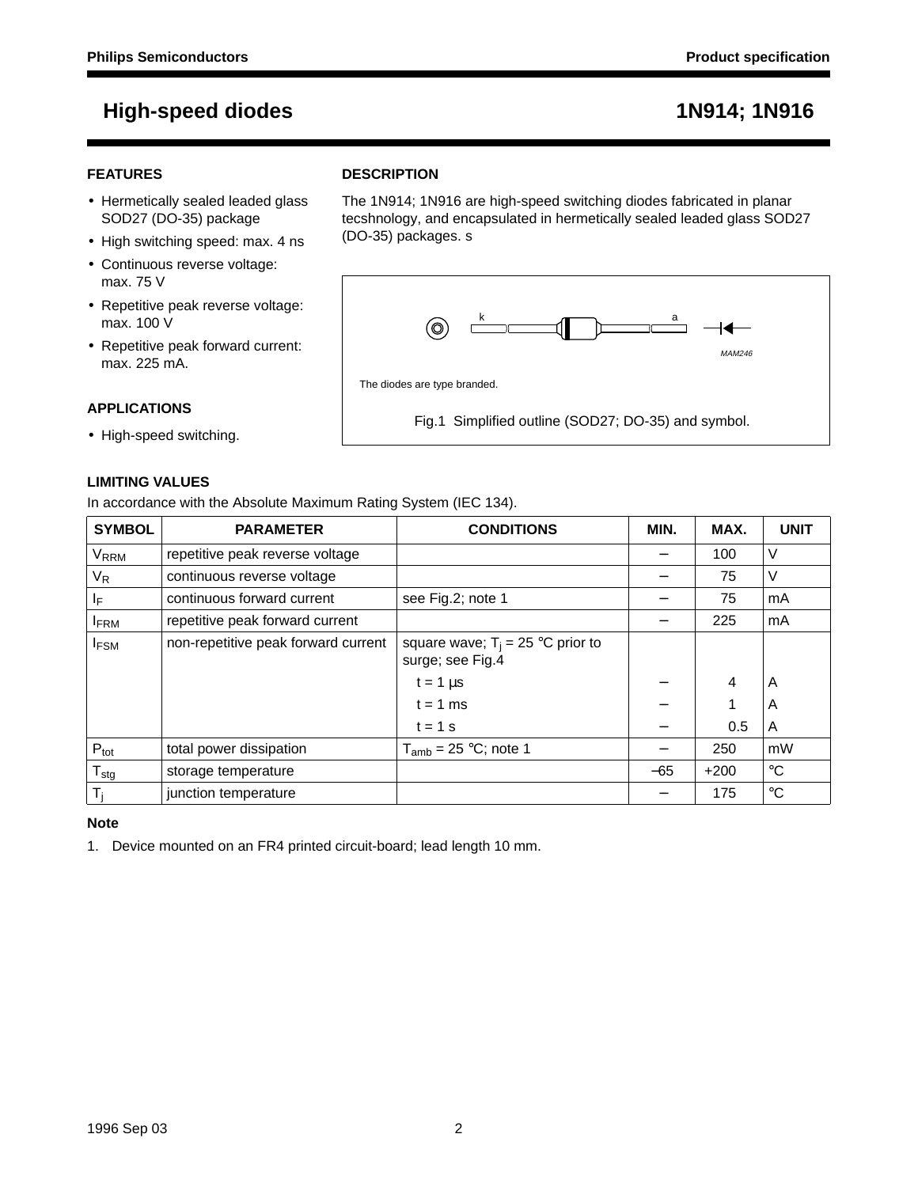# High-speed diodes 1N914; 1N916

## FEATURES

- Hermetically sealed leaded glass SOD27 (DO-35) package
- High switching speed: max. 4 ns
- Continuous reverse voltage: max. 75 V
- Repetitive peak reverse voltage: max. 100 V
- Repetitive peak forward current: max. 225 mA.

## APPLICATIONS

- High-speed switching.

## DESCRIPTION

The 1N914; 1N916 are high-speed switching diodes fabricated in planar tecshnology, and encapsulated in hermetically sealed leaded glass SOD27 (DO-35) packages. s

k a

MAM246

The diodes are type branded.

Fig.1 Simplified outline (SOD27; DO-35) and symbol.

## LIMITING VALUES

In accordance with the Absolute Maximum Rating System (IEC 134).

| SYMBOL | PARAMETER | CONDITIONS | MIN. | MAX. | UNIT |
|---|---|---|---|---|---|
| $V_{RRM}$ | repetitive peak reverse voltage | | − | 100 | V |
| $V_R$ | continuous reverse voltage | | − | 75 | V |
| $I_F$ | continuous forward current | see Fig.2; note 1 | − | 75 | mA |
| $I_{FRM}$ | repetitive peak forward current | | − | 225 | mA |
| $I_{FSM}$ | non-repetitive peak forward current | square wave; $T_j$ = 25 °C prior to surge; see Fig.4 | | | |
| | | t = 1 µs | − | 4 | A |
| | | t = 1 ms | − | 1 | A |
| | | t = 1 s | − | 0.5 | A |
| $P_{tot}$ | total power dissipation | $T_{amb}$ = 25 °C; note 1 | − | 250 | mW |
| $T_{stg}$ | storage temperature | | −65 | +200 | °C |
| $T_j$ | junction temperature | | − | 175 | °C |

### Note

1. Device mounted on an FR4 printed circuit-board; lead length 10 mm.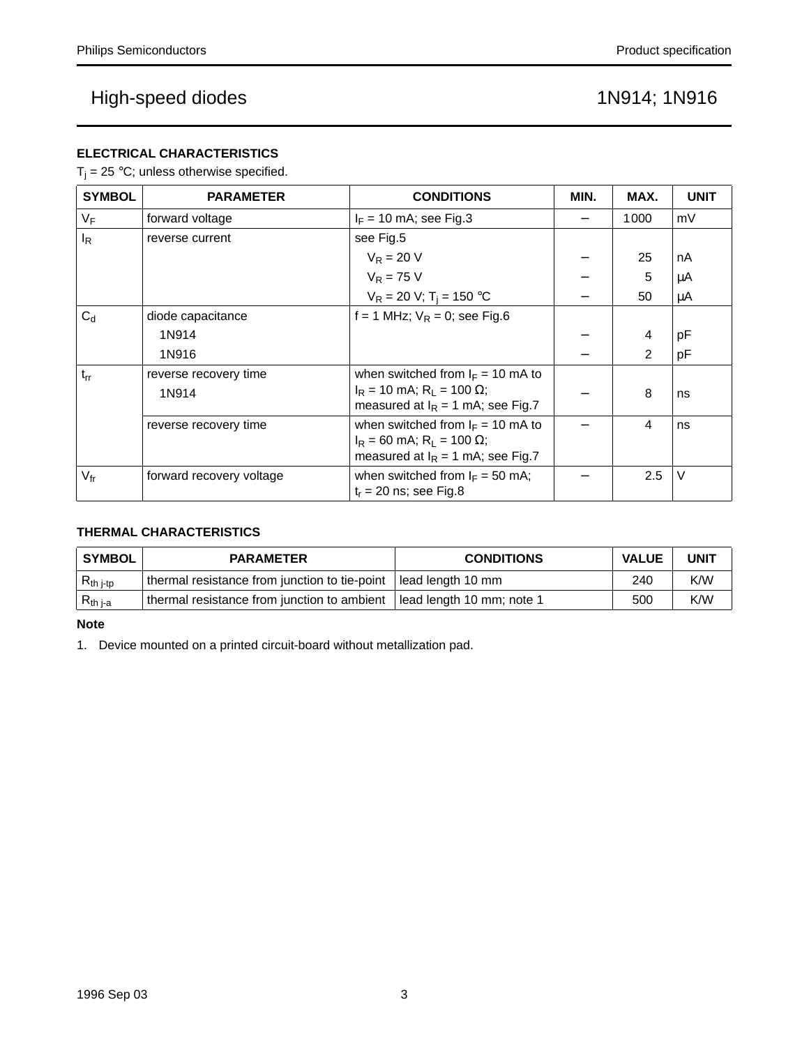## ELECTRICAL CHARACTERISTICS

$T_j$ = 25 °C; unless otherwise specified.

| SYMBOL | PARAMETER | CONDITIONS | MIN. | MAX. | UNIT |
|---|---|---|---|---|---|
| $V_F$ | forward voltage | $I_F$ = 10 mA; see Fig.3 | − | 1000 | mV |
| $I_R$ | reverse current | see Fig.5 | | | |
| | | $V_R$ = 20 V | − | 25 | nA |
| | | $V_R$ = 75 V | − | 5 | μA |
| | | $V_R$ = 20 V; $T_j$ = 150 °C | − | 50 | μA |
| $C_d$ | diode capacitance | f = 1 MHz; $V_R$ = 0; see Fig.6 | | | |
| | 1N914 | | − | 4 | pF |
| | 1N916 | | − | 2 | pF |
| $t_{rr}$ | reverse recovery time 1N914 | when switched from $I_F$ = 10 mA to $I_R$ = 10 mA; $R_L$ = 100 Ω; measured at $I_R$ = 1 mA; see Fig.7 | − | 8 | ns |
| | reverse recovery time | when switched from $I_F$ = 10 mA to $I_R$ = 60 mA; $R_L$ = 100 Ω; measured at $I_R$ = 1 mA; see Fig.7 | − | 4 | ns |
| $V_{fr}$ | forward recovery voltage | when switched from $I_F$ = 50 mA; $t_r$ = 20 ns; see Fig.8 | − | 2.5 | V |

## THERMAL CHARACTERISTICS

| SYMBOL | PARAMETER | CONDITIONS | VALUE | UNIT |
|---|---|---|---|---|
| $R_{th\ j\text{-}tp}$ | thermal resistance from junction to tie-point | lead length 10 mm | 240 | K/W |
| $R_{th\ j\text{-}a}$ | thermal resistance from junction to ambient | lead length 10 mm; note 1 | 500 | K/W |

**Note**

1. Device mounted on a printed circuit-board without metallization pad.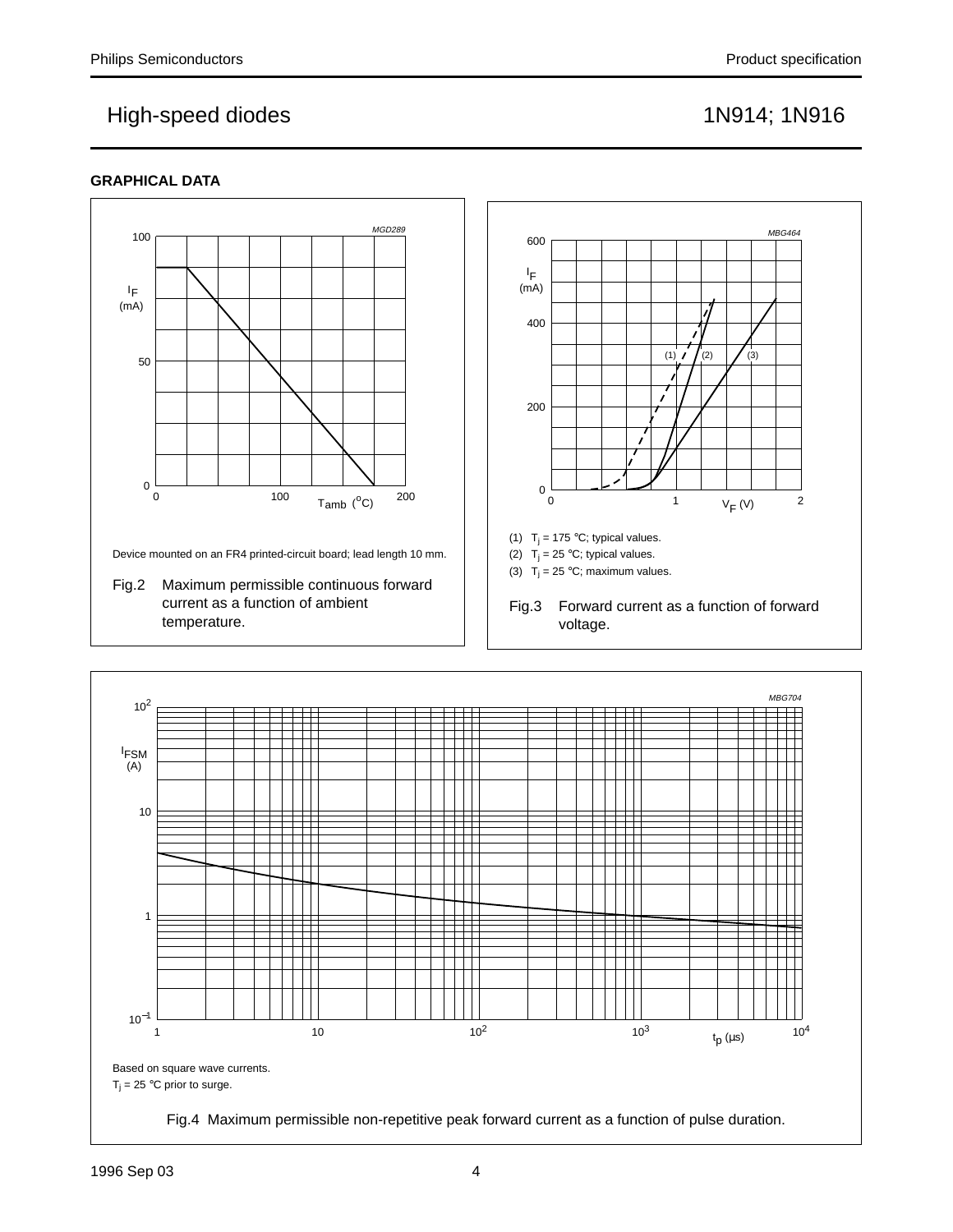## GRAPHICAL DATA

Device mounted on an FR4 printed-circuit board; lead length 10 mm.

Fig.2 Maximum permissible continuous forward current as a function of ambient temperature.

(1) $T_j$ = 175 °C; typical values.

(2) $T_j$ = 25 °C; typical values.

(3) $T_j$ = 25 °C; maximum values.

Fig.3 Forward current as a function of forward voltage.

Based on square wave currents.

$T_j$ = 25 °C prior to surge.

Fig.4 Maximum permissible non-repetitive peak forward current as a function of pulse duration.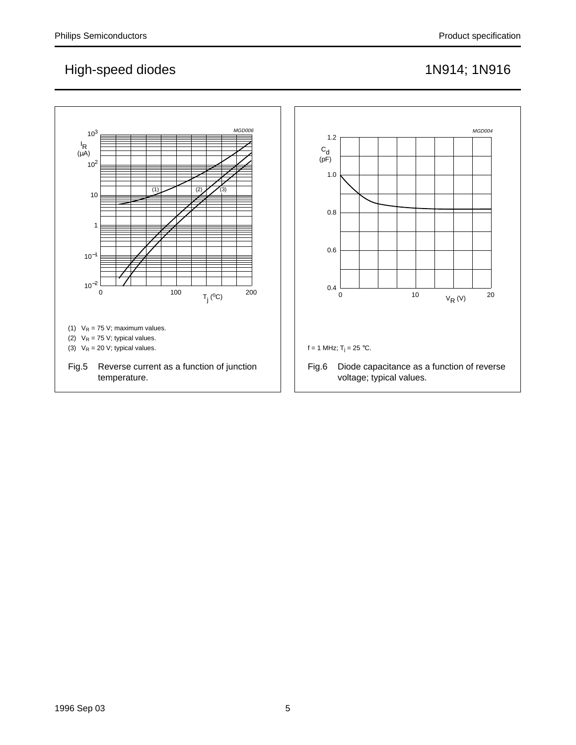(1) $V_R$ = 75 V; maximum values.

(2) $V_R$ = 75 V; typical values.

(3) $V_R$ = 20 V; typical values.

Fig.5 Reverse current as a function of junction temperature.

f = 1 MHz; $T_j$ = 25 °C.

Fig.6 Diode capacitance as a function of reverse voltage; typical values.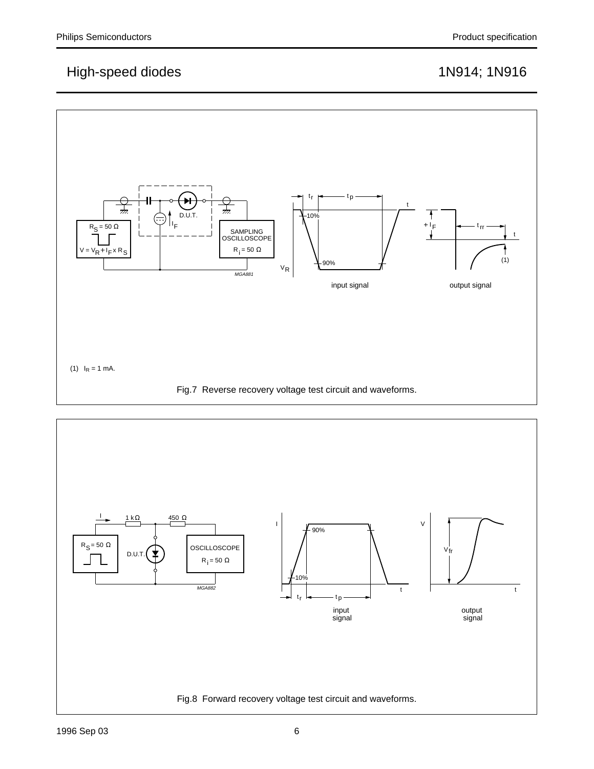(1) $I_R$ = 1 mA.

Fig.7 Reverse recovery voltage test circuit and waveforms.

Fig.8 Forward recovery voltage test circuit and waveforms.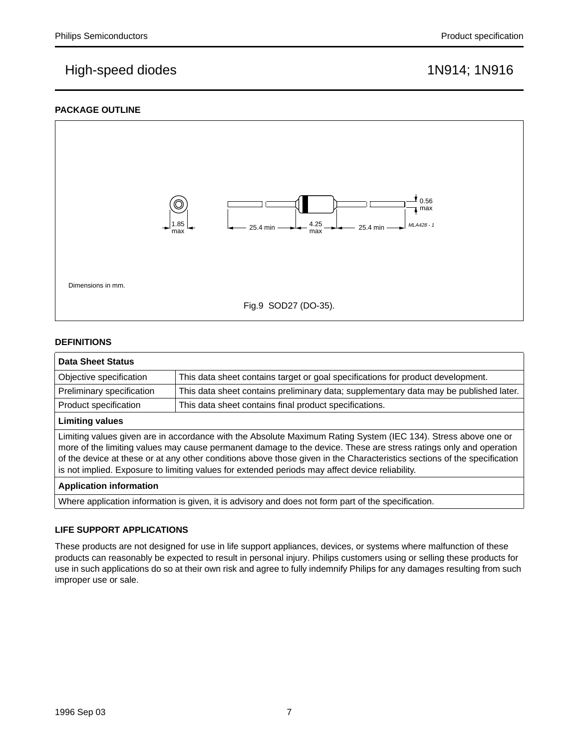## PACKAGE OUTLINE

1.85
max

25.4 min

4.25
max

25.4 min

0.56
max

MLA428 - 1

Dimensions in mm.

Fig.9 SOD27 (DO-35).

## DEFINITIONS

| | |
|---|---|
| **Data Sheet Status** | |
| Objective specification | This data sheet contains target or goal specifications for product development. |
| Preliminary specification | This data sheet contains preliminary data; supplementary data may be published later. |
| Product specification | This data sheet contains final product specifications. |
| **Limiting values** | |
| Limiting values given are in accordance with the Absolute Maximum Rating System (IEC 134). Stress above one or more of the limiting values may cause permanent damage to the device. These are stress ratings only and operation of the device at these or at any other conditions above those given in the Characteristics sections of the specification is not implied. Exposure to limiting values for extended periods may affect device reliability. | |
| **Application information** | |
| Where application information is given, it is advisory and does not form part of the specification. | |

## LIFE SUPPORT APPLICATIONS

These products are not designed for use in life support appliances, devices, or systems where malfunction of these products can reasonably be expected to result in personal injury. Philips customers using or selling these products for use in such applications do so at their own risk and agree to fully indemnify Philips for any damages resulting from such improper use or sale.